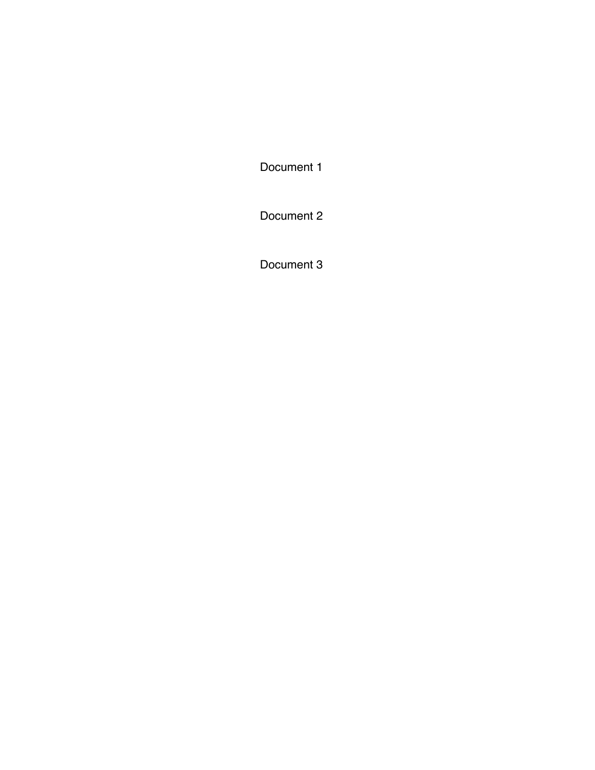Document 1

Document 2

Document 3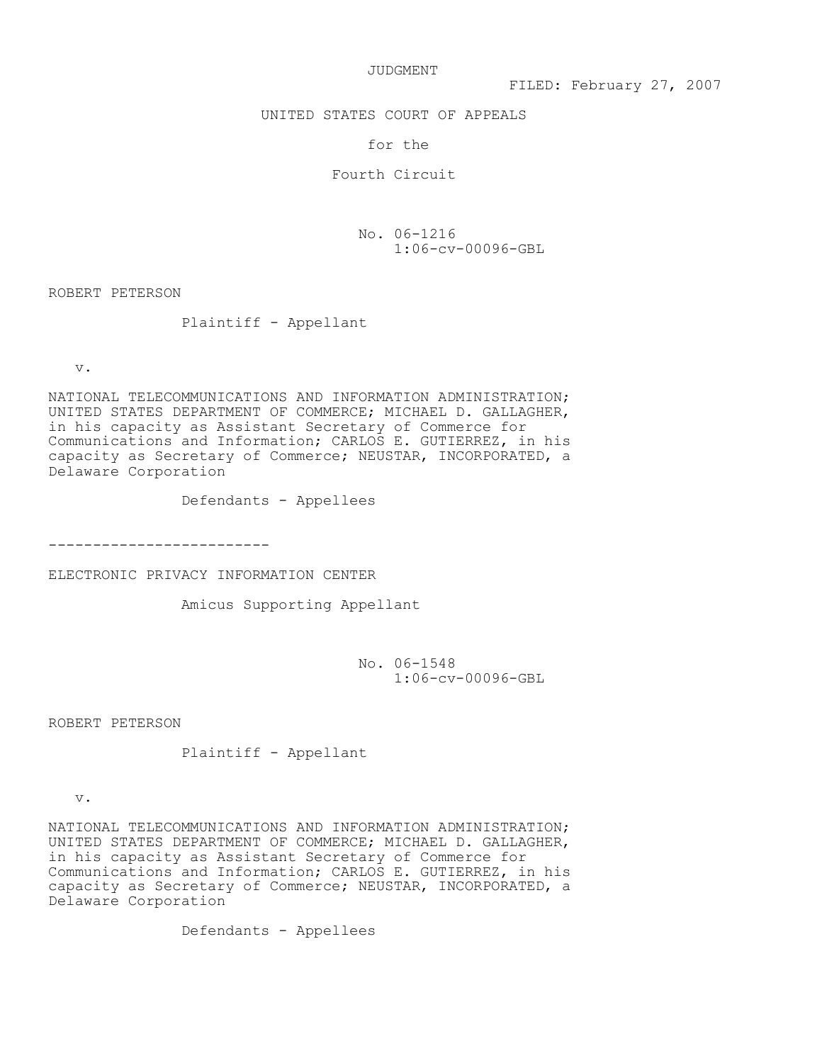JUDGMENT

FILED: February 27, 2007

UNITED STATES COURT OF APPEALS

for the

Fourth Circuit

No. 06-1216
1:06-cv-00096-GBL

ROBERT PETERSON

Plaintiff - Appellant

v.

NATIONAL TELECOMMUNICATIONS AND INFORMATION ADMINISTRATION; UNITED STATES DEPARTMENT OF COMMERCE; MICHAEL D. GALLAGHER, in his capacity as Assistant Secretary of Commerce for Communications and Information; CARLOS E. GUTIERREZ, in his capacity as Secretary of Commerce; NEUSTAR, INCORPORATED, a Delaware Corporation

Defendants - Appellees

-------------------------

ELECTRONIC PRIVACY INFORMATION CENTER

Amicus Supporting Appellant

No. 06-1548
1:06-cv-00096-GBL

ROBERT PETERSON

Plaintiff - Appellant

v.

NATIONAL TELECOMMUNICATIONS AND INFORMATION ADMINISTRATION; UNITED STATES DEPARTMENT OF COMMERCE; MICHAEL D. GALLAGHER, in his capacity as Assistant Secretary of Commerce for Communications and Information; CARLOS E. GUTIERREZ, in his capacity as Secretary of Commerce; NEUSTAR, INCORPORATED, a Delaware Corporation

Defendants - Appellees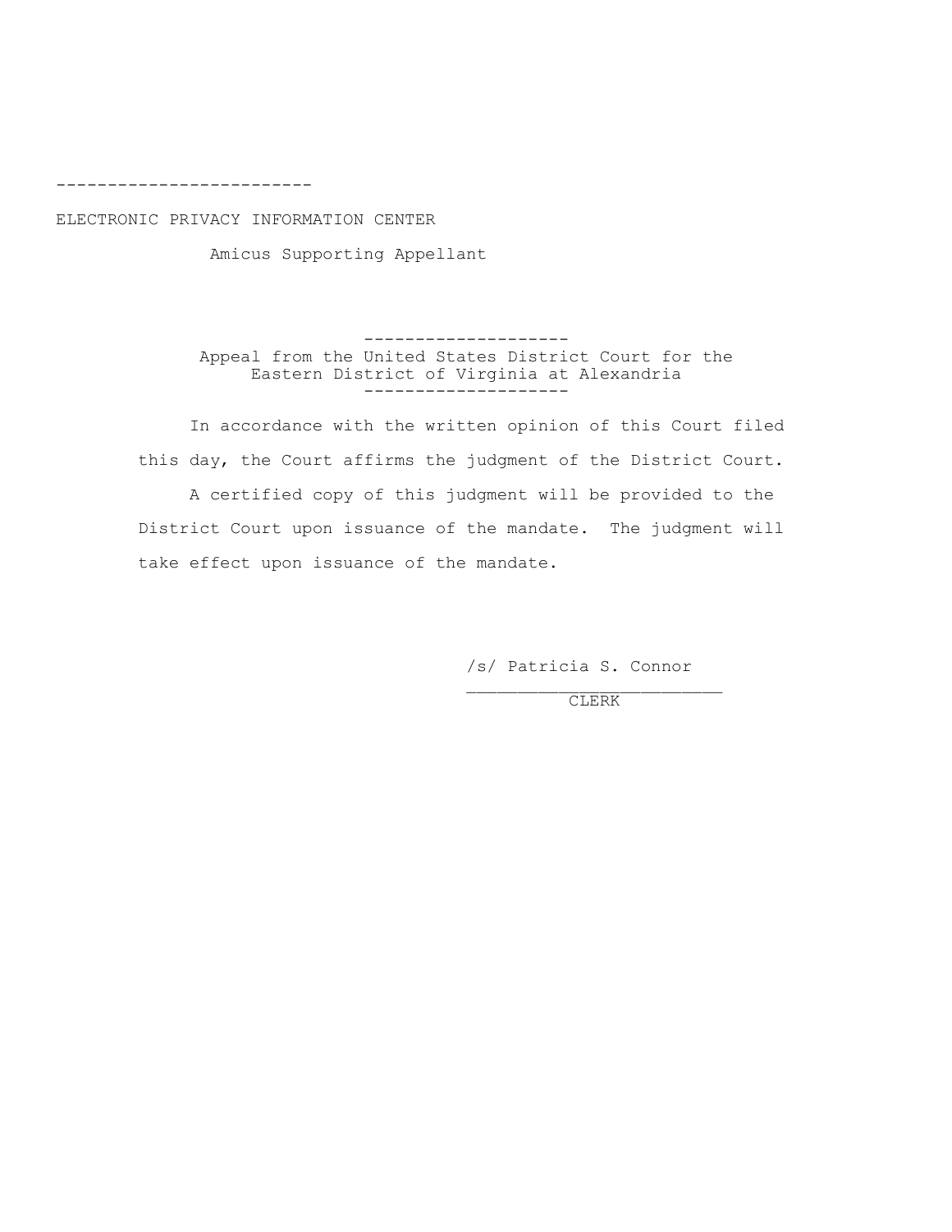-------------------------

ELECTRONIC PRIVACY INFORMATION CENTER

Amicus Supporting Appellant

--------------------
Appeal from the United States District Court for the Eastern District of Virginia at Alexandria
--------------------

In accordance with the written opinion of this Court filed this day, the Court affirms the judgment of the District Court.

A certified copy of this judgment will be provided to the District Court upon issuance of the mandate. The judgment will take effect upon issuance of the mandate.

/s/ Patricia S. Connor

________________________
CLERK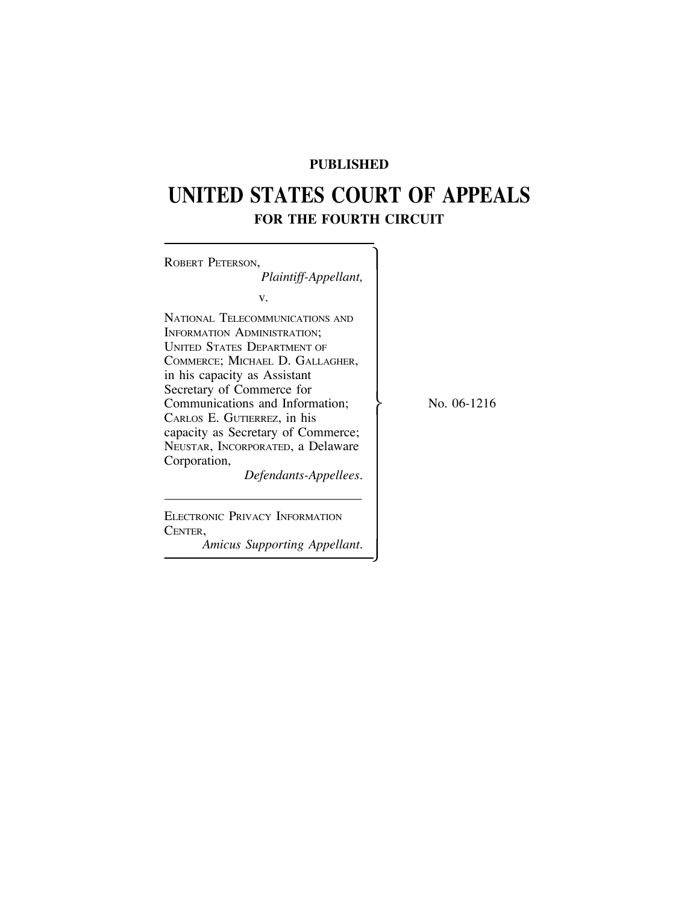**PUBLISHED**

# UNITED STATES COURT OF APPEALS
## FOR THE FOURTH CIRCUIT

ROBERT PETERSON,
*Plaintiff-Appellant,*

v.

NATIONAL TELECOMMUNICATIONS AND INFORMATION ADMINISTRATION; UNITED STATES DEPARTMENT OF COMMERCE; MICHAEL D. GALLAGHER, in his capacity as Assistant Secretary of Commerce for Communications and Information; CARLOS E. GUTIERREZ, in his capacity as Secretary of Commerce; NEUSTAR, INCORPORATED, a Delaware Corporation,
*Defendants-Appellees.*

ELECTRONIC PRIVACY INFORMATION CENTER,
*Amicus Supporting Appellant.*

No. 06-1216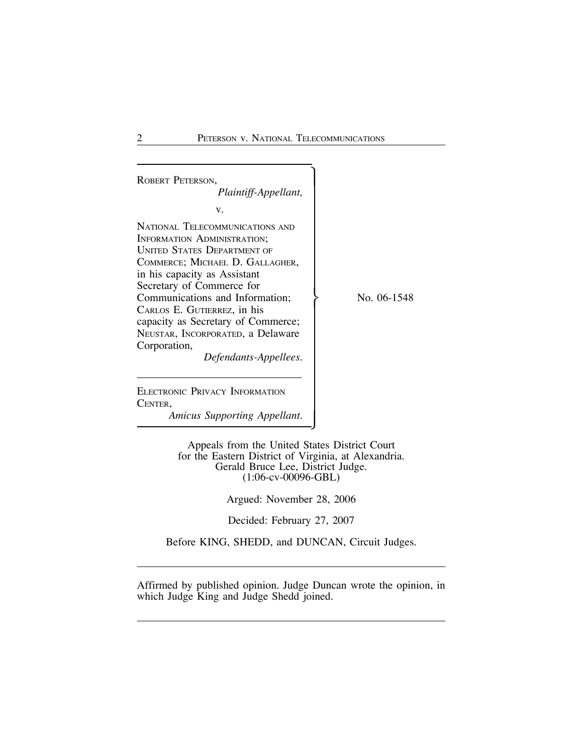ROBERT PETERSON,
*Plaintiff-Appellant,*

v.

NATIONAL TELECOMMUNICATIONS AND INFORMATION ADMINISTRATION; UNITED STATES DEPARTMENT OF COMMERCE; MICHAEL D. GALLAGHER, in his capacity as Assistant Secretary of Commerce for Communications and Information; CARLOS E. GUTIERREZ, in his capacity as Secretary of Commerce; NEUSTAR, INCORPORATED, a Delaware Corporation,
*Defendants-Appellees.*

ELECTRONIC PRIVACY INFORMATION CENTER,
*Amicus Supporting Appellant.*

No. 06-1548

Appeals from the United States District Court for the Eastern District of Virginia, at Alexandria.
Gerald Bruce Lee, District Judge.
(1:06-cv-00096-GBL)

Argued: November 28, 2006

Decided: February 27, 2007

Before KING, SHEDD, and DUNCAN, Circuit Judges.

---

Affirmed by published opinion. Judge Duncan wrote the opinion, in which Judge King and Judge Shedd joined.

---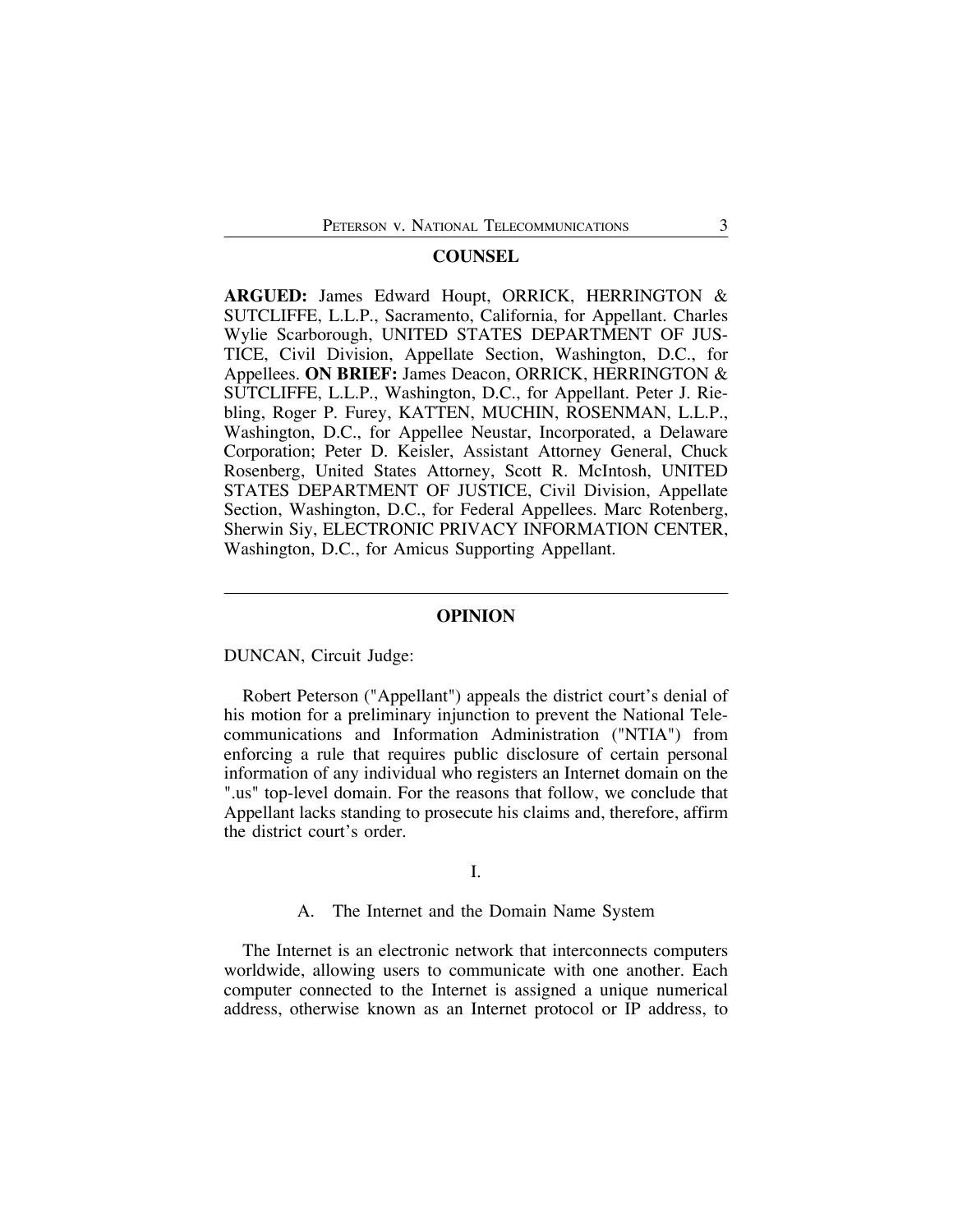## COUNSEL

**ARGUED:** James Edward Houpt, ORRICK, HERRINGTON & SUTCLIFFE, L.L.P., Sacramento, California, for Appellant. Charles Wylie Scarborough, UNITED STATES DEPARTMENT OF JUSTICE, Civil Division, Appellate Section, Washington, D.C., for Appellees. **ON BRIEF:** James Deacon, ORRICK, HERRINGTON & SUTCLIFFE, L.L.P., Washington, D.C., for Appellant. Peter J. Riebling, Roger P. Furey, KATTEN, MUCHIN, ROSENMAN, L.L.P., Washington, D.C., for Appellee Neustar, Incorporated, a Delaware Corporation; Peter D. Keisler, Assistant Attorney General, Chuck Rosenberg, United States Attorney, Scott R. McIntosh, UNITED STATES DEPARTMENT OF JUSTICE, Civil Division, Appellate Section, Washington, D.C., for Federal Appellees. Marc Rotenberg, Sherwin Siy, ELECTRONIC PRIVACY INFORMATION CENTER, Washington, D.C., for Amicus Supporting Appellant.

---

## OPINION

DUNCAN, Circuit Judge:

Robert Peterson ("Appellant") appeals the district court's denial of his motion for a preliminary injunction to prevent the National Telecommunications and Information Administration ("NTIA") from enforcing a rule that requires public disclosure of certain personal information of any individual who registers an Internet domain on the ".us" top-level domain. For the reasons that follow, we conclude that Appellant lacks standing to prosecute his claims and, therefore, affirm the district court's order.

### I.

#### A. The Internet and the Domain Name System

The Internet is an electronic network that interconnects computers worldwide, allowing users to communicate with one another. Each computer connected to the Internet is assigned a unique numerical address, otherwise known as an Internet protocol or IP address, to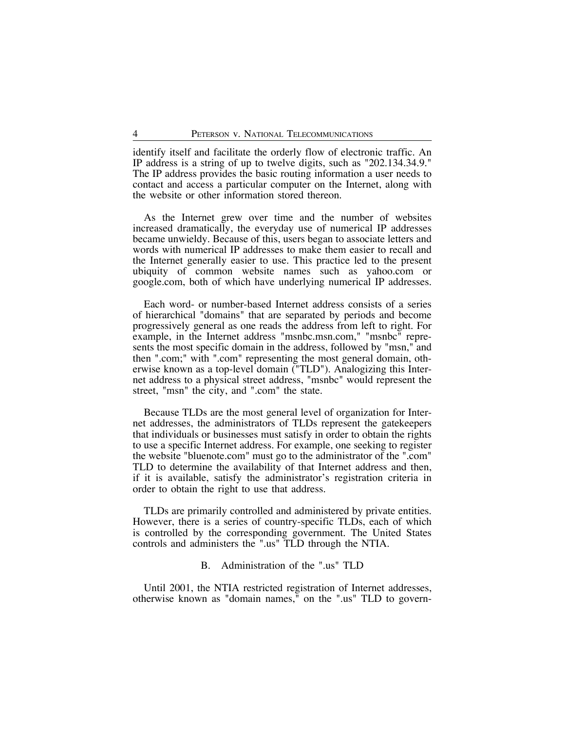identify itself and facilitate the orderly flow of electronic traffic. An IP address is a string of up to twelve digits, such as "202.134.34.9." The IP address provides the basic routing information a user needs to contact and access a particular computer on the Internet, along with the website or other information stored thereon.

As the Internet grew over time and the number of websites increased dramatically, the everyday use of numerical IP addresses became unwieldy. Because of this, users began to associate letters and words with numerical IP addresses to make them easier to recall and the Internet generally easier to use. This practice led to the present ubiquity of common website names such as yahoo.com or google.com, both of which have underlying numerical IP addresses.

Each word- or number-based Internet address consists of a series of hierarchical "domains" that are separated by periods and become progressively general as one reads the address from left to right. For example, in the Internet address "msnbc.msn.com," "msnbc" represents the most specific domain in the address, followed by "msn," and then ".com;" with ".com" representing the most general domain, otherwise known as a top-level domain ("TLD"). Analogizing this Internet address to a physical street address, "msnbc" would represent the street, "msn" the city, and ".com" the state.

Because TLDs are the most general level of organization for Internet addresses, the administrators of TLDs represent the gatekeepers that individuals or businesses must satisfy in order to obtain the rights to use a specific Internet address. For example, one seeking to register the website "bluenote.com" must go to the administrator of the ".com" TLD to determine the availability of that Internet address and then, if it is available, satisfy the administrator's registration criteria in order to obtain the right to use that address.

TLDs are primarily controlled and administered by private entities. However, there is a series of country-specific TLDs, each of which is controlled by the corresponding government. The United States controls and administers the ".us" TLD through the NTIA.

### B. Administration of the ".us" TLD

Until 2001, the NTIA restricted registration of Internet addresses, otherwise known as "domain names," on the ".us" TLD to govern-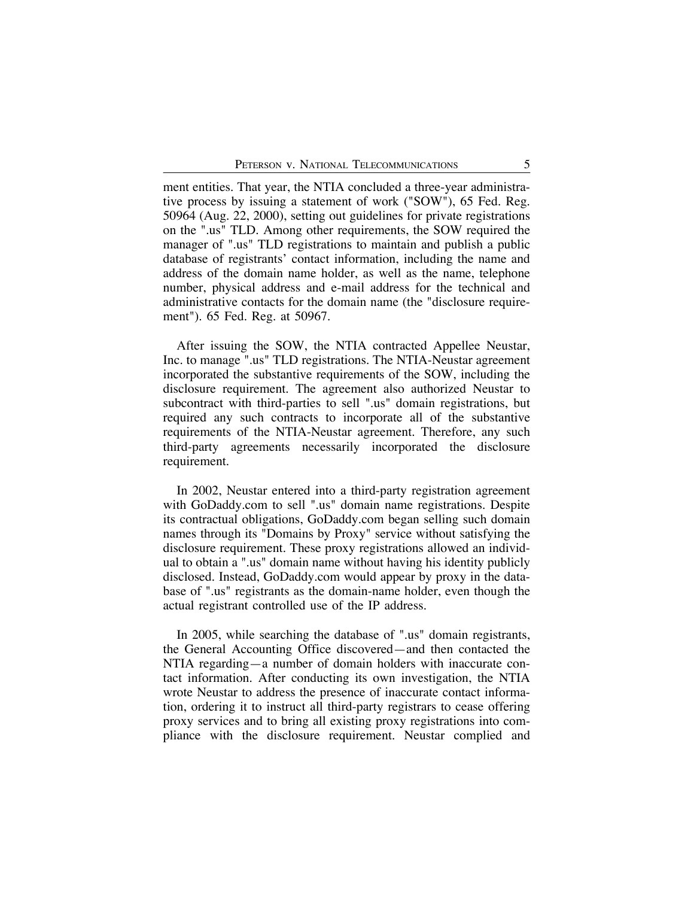ment entities. That year, the NTIA concluded a three-year administrative process by issuing a statement of work ("SOW"), 65 Fed. Reg. 50964 (Aug. 22, 2000), setting out guidelines for private registrations on the ".us" TLD. Among other requirements, the SOW required the manager of ".us" TLD registrations to maintain and publish a public database of registrants' contact information, including the name and address of the domain name holder, as well as the name, telephone number, physical address and e-mail address for the technical and administrative contacts for the domain name (the "disclosure requirement"). 65 Fed. Reg. at 50967.

After issuing the SOW, the NTIA contracted Appellee Neustar, Inc. to manage ".us" TLD registrations. The NTIA-Neustar agreement incorporated the substantive requirements of the SOW, including the disclosure requirement. The agreement also authorized Neustar to subcontract with third-parties to sell ".us" domain registrations, but required any such contracts to incorporate all of the substantive requirements of the NTIA-Neustar agreement. Therefore, any such third-party agreements necessarily incorporated the disclosure requirement.

In 2002, Neustar entered into a third-party registration agreement with GoDaddy.com to sell ".us" domain name registrations. Despite its contractual obligations, GoDaddy.com began selling such domain names through its "Domains by Proxy" service without satisfying the disclosure requirement. These proxy registrations allowed an individual to obtain a ".us" domain name without having his identity publicly disclosed. Instead, GoDaddy.com would appear by proxy in the database of ".us" registrants as the domain-name holder, even though the actual registrant controlled use of the IP address.

In 2005, while searching the database of ".us" domain registrants, the General Accounting Office discovered—and then contacted the NTIA regarding—a number of domain holders with inaccurate contact information. After conducting its own investigation, the NTIA wrote Neustar to address the presence of inaccurate contact information, ordering it to instruct all third-party registrars to cease offering proxy services and to bring all existing proxy registrations into compliance with the disclosure requirement. Neustar complied and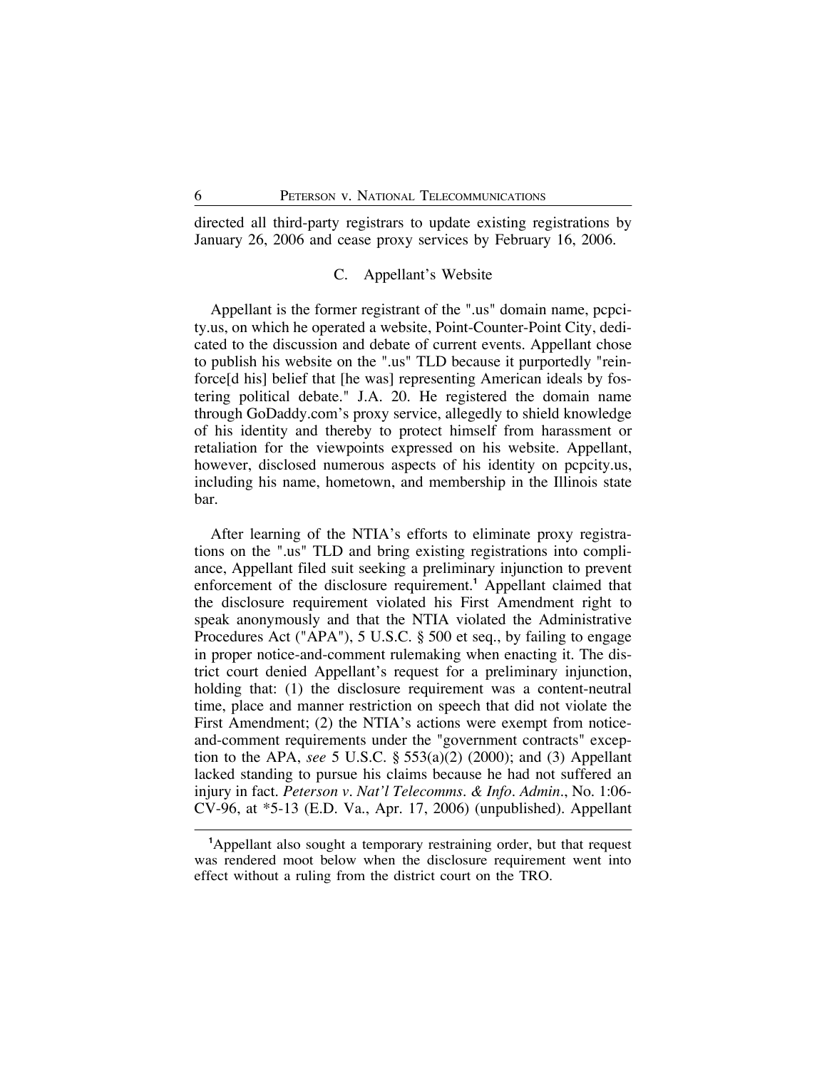directed all third-party registrars to update existing registrations by January 26, 2006 and cease proxy services by February 16, 2006.

### C. Appellant's Website

Appellant is the former registrant of the ".us" domain name, pcpcity.us, on which he operated a website, Point-Counter-Point City, dedicated to the discussion and debate of current events. Appellant chose to publish his website on the ".us" TLD because it purportedly "reinforce[d his] belief that [he was] representing American ideals by fostering political debate." J.A. 20. He registered the domain name through GoDaddy.com's proxy service, allegedly to shield knowledge of his identity and thereby to protect himself from harassment or retaliation for the viewpoints expressed on his website. Appellant, however, disclosed numerous aspects of his identity on pcpcity.us, including his name, hometown, and membership in the Illinois state bar.

After learning of the NTIA's efforts to eliminate proxy registrations on the ".us" TLD and bring existing registrations into compliance, Appellant filed suit seeking a preliminary injunction to prevent enforcement of the disclosure requirement.[1] Appellant claimed that the disclosure requirement violated his First Amendment right to speak anonymously and that the NTIA violated the Administrative Procedures Act ("APA"), 5 U.S.C. § 500 et seq., by failing to engage in proper notice-and-comment rulemaking when enacting it. The district court denied Appellant's request for a preliminary injunction, holding that: (1) the disclosure requirement was a content-neutral time, place and manner restriction on speech that did not violate the First Amendment; (2) the NTIA's actions were exempt from notice-and-comment requirements under the "government contracts" exception to the APA, *see* 5 U.S.C. § 553(a)(2) (2000); and (3) Appellant lacked standing to pursue his claims because he had not suffered an injury in fact. *Peterson v. Nat'l Telecomms. & Info. Admin.*, No. 1:06-CV-96, at *5-13 (E.D. Va., Apr. 17, 2006) (unpublished). Appellant

---

[1] Appellant also sought a temporary restraining order, but that request was rendered moot below when the disclosure requirement went into effect without a ruling from the district court on the TRO.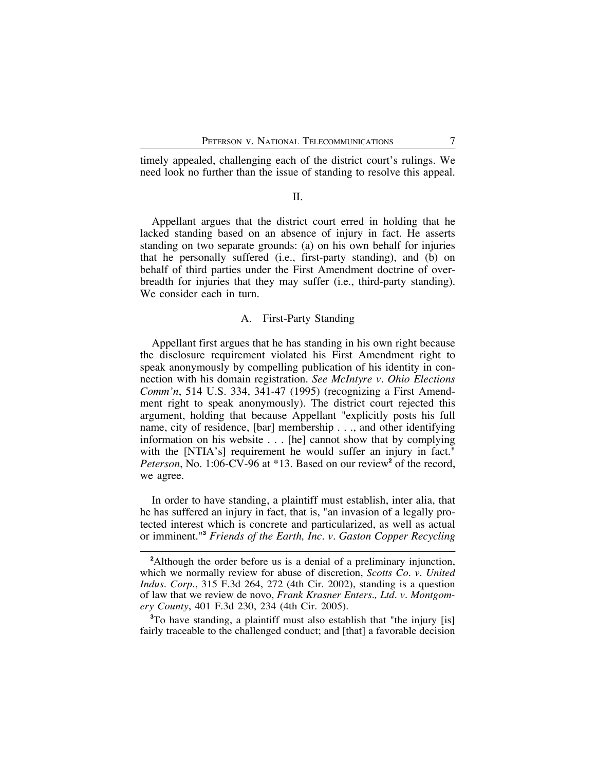timely appealed, challenging each of the district court's rulings. We need look no further than the issue of standing to resolve this appeal.

## II.

Appellant argues that the district court erred in holding that he lacked standing based on an absence of injury in fact. He asserts standing on two separate grounds: (a) on his own behalf for injuries that he personally suffered (i.e., first-party standing), and (b) on behalf of third parties under the First Amendment doctrine of overbreadth for injuries that they may suffer (i.e., third-party standing). We consider each in turn.

### A. First-Party Standing

Appellant first argues that he has standing in his own right because the disclosure requirement violated his First Amendment right to speak anonymously by compelling publication of his identity in connection with his domain registration. *See McIntyre v. Ohio Elections Comm'n*, 514 U.S. 334, 341-47 (1995) (recognizing a First Amendment right to speak anonymously). The district court rejected this argument, holding that because Appellant "explicitly posts his full name, city of residence, [bar] membership . . ., and other identifying information on his website . . . [he] cannot show that by complying with the [NTIA's] requirement he would suffer an injury in fact." *Peterson*, No. 1:06-CV-96 at *13. Based on our review[2] of the record, we agree.

In order to have standing, a plaintiff must establish, inter alia, that he has suffered an injury in fact, that is, "an invasion of a legally protected interest which is concrete and particularized, as well as actual or imminent."[3] *Friends of the Earth, Inc. v. Gaston Copper Recycling*

---

[2]Although the order before us is a denial of a preliminary injunction, which we normally review for abuse of discretion, *Scotts Co. v. United Indus. Corp.*, 315 F.3d 264, 272 (4th Cir. 2002), standing is a question of law that we review de novo, *Frank Krasner Enters., Ltd. v. Montgomery County*, 401 F.3d 230, 234 (4th Cir. 2005).

[3]To have standing, a plaintiff must also establish that "the injury [is] fairly traceable to the challenged conduct; and [that] a favorable decision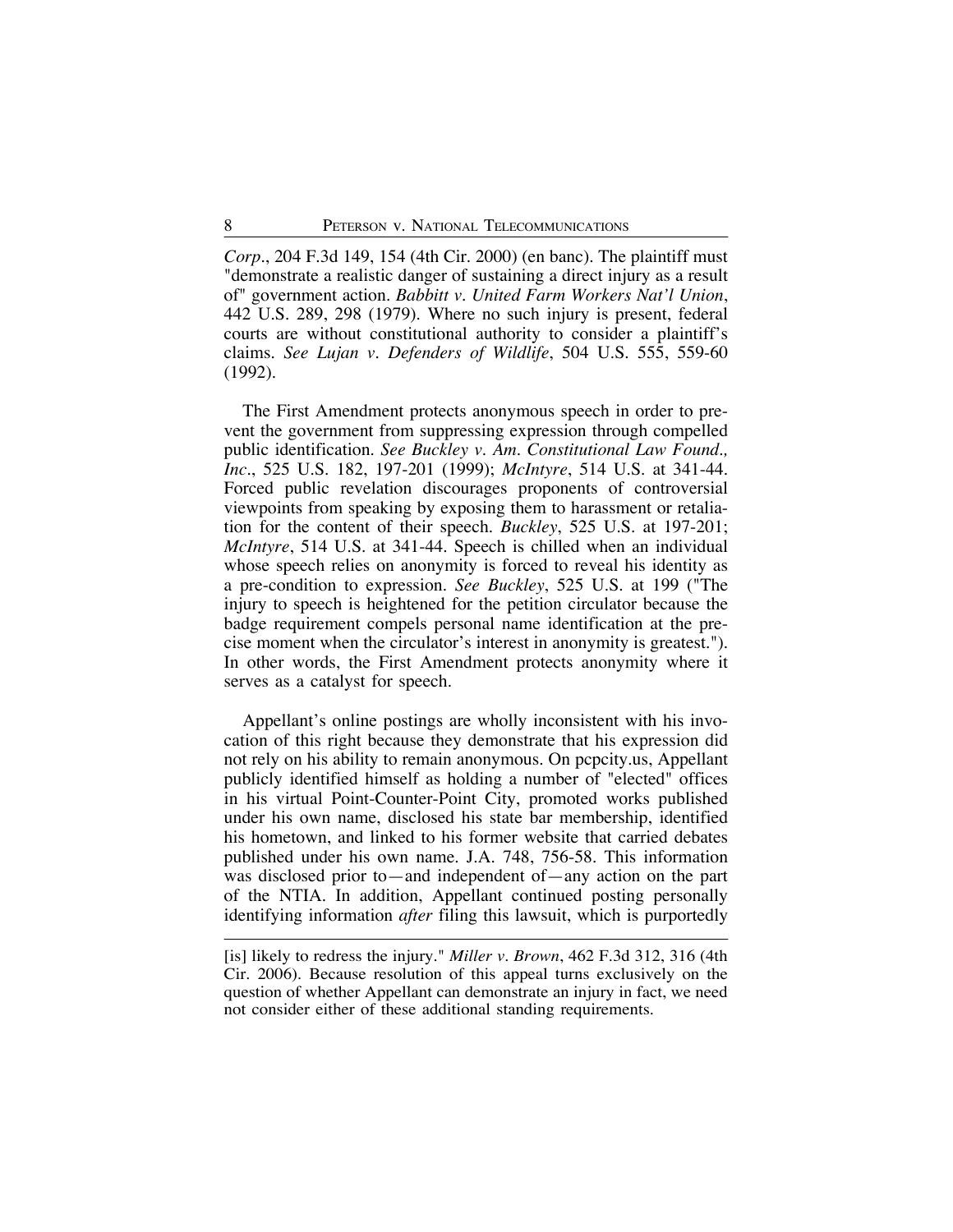*Corp.*, 204 F.3d 149, 154 (4th Cir. 2000) (en banc). The plaintiff must "demonstrate a realistic danger of sustaining a direct injury as a result of" government action. *Babbitt v. United Farm Workers Nat'l Union*, 442 U.S. 289, 298 (1979). Where no such injury is present, federal courts are without constitutional authority to consider a plaintiff's claims. *See Lujan v. Defenders of Wildlife*, 504 U.S. 555, 559-60 (1992).

The First Amendment protects anonymous speech in order to prevent the government from suppressing expression through compelled public identification. *See Buckley v. Am. Constitutional Law Found., Inc.*, 525 U.S. 182, 197-201 (1999); *McIntyre*, 514 U.S. at 341-44. Forced public revelation discourages proponents of controversial viewpoints from speaking by exposing them to harassment or retaliation for the content of their speech. *Buckley*, 525 U.S. at 197-201; *McIntyre*, 514 U.S. at 341-44. Speech is chilled when an individual whose speech relies on anonymity is forced to reveal his identity as a pre-condition to expression. *See Buckley*, 525 U.S. at 199 ("The injury to speech is heightened for the petition circulator because the badge requirement compels personal name identification at the precise moment when the circulator's interest in anonymity is greatest."). In other words, the First Amendment protects anonymity where it serves as a catalyst for speech.

Appellant's online postings are wholly inconsistent with his invocation of this right because they demonstrate that his expression did not rely on his ability to remain anonymous. On pcpcity.us, Appellant publicly identified himself as holding a number of "elected" offices in his virtual Point-Counter-Point City, promoted works published under his own name, disclosed his state bar membership, identified his hometown, and linked to his former website that carried debates published under his own name. J.A. 748, 756-58. This information was disclosed prior to—and independent of—any action on the part of the NTIA. In addition, Appellant continued posting personally identifying information *after* filing this lawsuit, which is purportedly

---

[is] likely to redress the injury." *Miller v. Brown*, 462 F.3d 312, 316 (4th Cir. 2006). Because resolution of this appeal turns exclusively on the question of whether Appellant can demonstrate an injury in fact, we need not consider either of these additional standing requirements.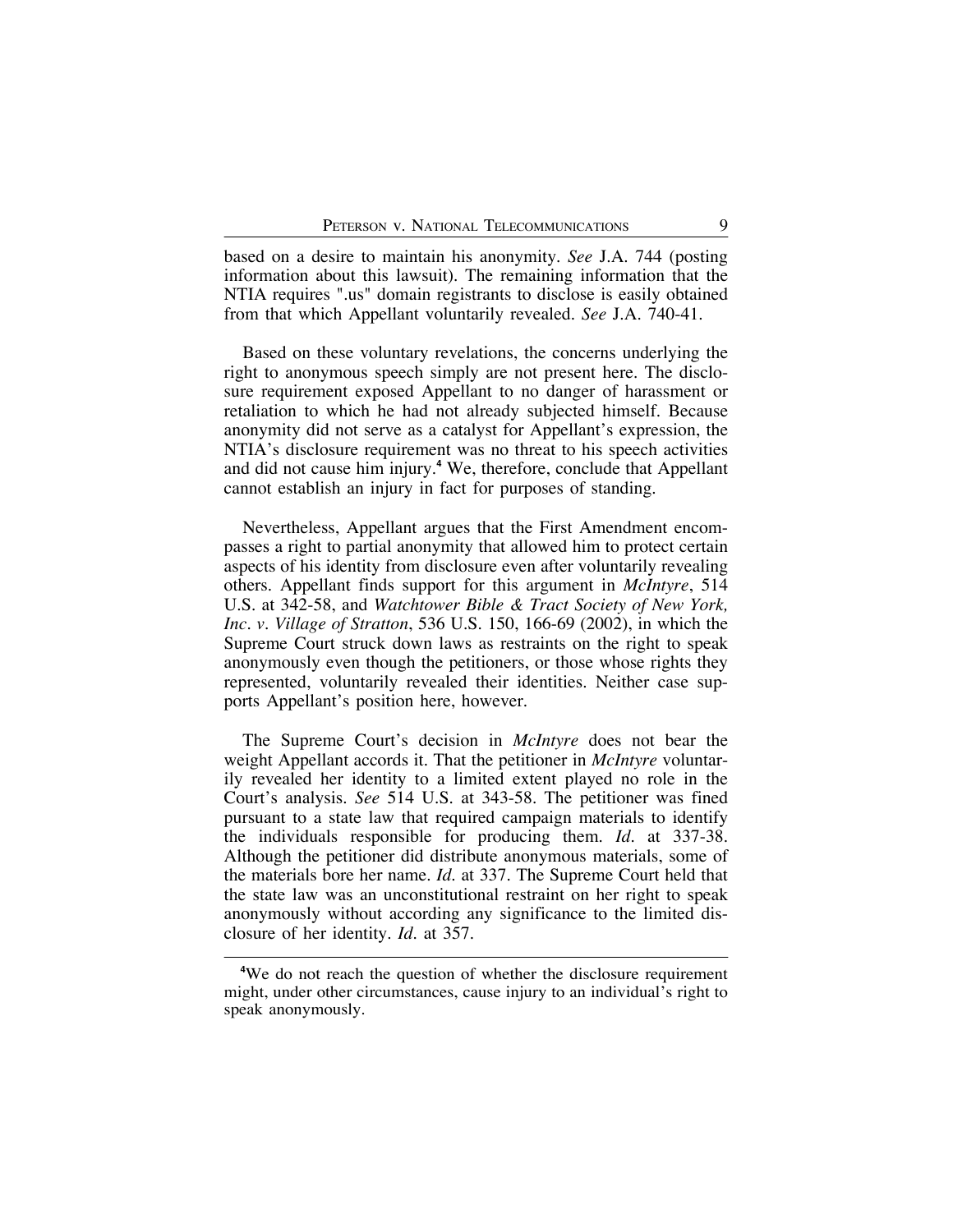based on a desire to maintain his anonymity. *See* J.A. 744 (posting information about this lawsuit). The remaining information that the NTIA requires ".us" domain registrants to disclose is easily obtained from that which Appellant voluntarily revealed. *See* J.A. 740-41.

Based on these voluntary revelations, the concerns underlying the right to anonymous speech simply are not present here. The disclosure requirement exposed Appellant to no danger of harassment or retaliation to which he had not already subjected himself. Because anonymity did not serve as a catalyst for Appellant's expression, the NTIA's disclosure requirement was no threat to his speech activities and did not cause him injury.[4] We, therefore, conclude that Appellant cannot establish an injury in fact for purposes of standing.

Nevertheless, Appellant argues that the First Amendment encompasses a right to partial anonymity that allowed him to protect certain aspects of his identity from disclosure even after voluntarily revealing others. Appellant finds support for this argument in *McIntyre*, 514 U.S. at 342-58, and *Watchtower Bible & Tract Society of New York, Inc. v. Village of Stratton*, 536 U.S. 150, 166-69 (2002), in which the Supreme Court struck down laws as restraints on the right to speak anonymously even though the petitioners, or those whose rights they represented, voluntarily revealed their identities. Neither case supports Appellant's position here, however.

The Supreme Court's decision in *McIntyre* does not bear the weight Appellant accords it. That the petitioner in *McIntyre* voluntarily revealed her identity to a limited extent played no role in the Court's analysis. *See* 514 U.S. at 343-58. The petitioner was fined pursuant to a state law that required campaign materials to identify the individuals responsible for producing them. *Id.* at 337-38. Although the petitioner did distribute anonymous materials, some of the materials bore her name. *Id.* at 337. The Supreme Court held that the state law was an unconstitutional restraint on her right to speak anonymously without according any significance to the limited disclosure of her identity. *Id.* at 357.

---

[4]We do not reach the question of whether the disclosure requirement might, under other circumstances, cause injury to an individual's right to speak anonymously.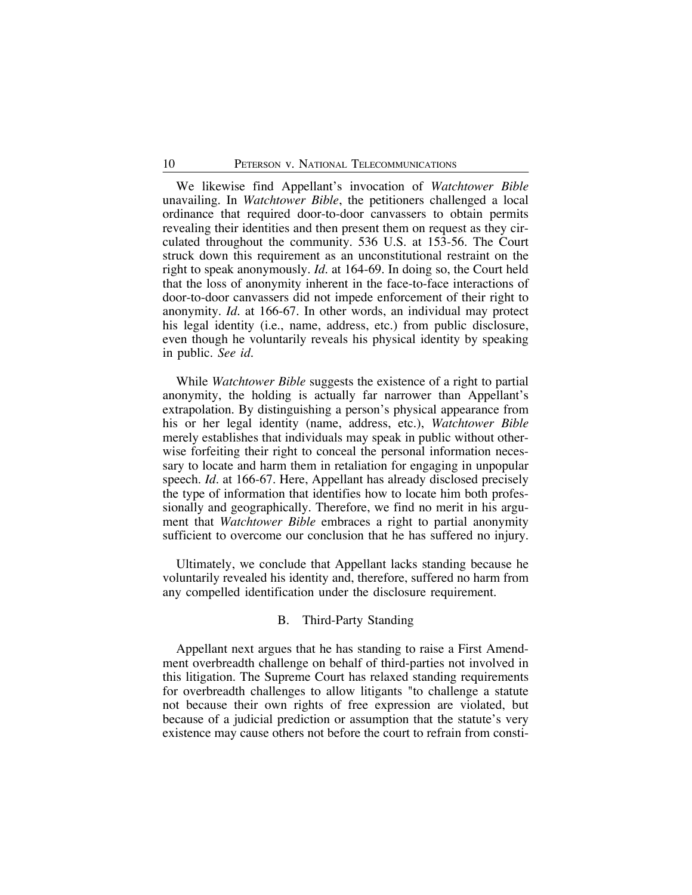We likewise find Appellant's invocation of *Watchtower Bible* unavailing. In *Watchtower Bible*, the petitioners challenged a local ordinance that required door-to-door canvassers to obtain permits revealing their identities and then present them on request as they circulated throughout the community. 536 U.S. at 153-56. The Court struck down this requirement as an unconstitutional restraint on the right to speak anonymously. *Id.* at 164-69. In doing so, the Court held that the loss of anonymity inherent in the face-to-face interactions of door-to-door canvassers did not impede enforcement of their right to anonymity. *Id.* at 166-67. In other words, an individual may protect his legal identity (i.e., name, address, etc.) from public disclosure, even though he voluntarily reveals his physical identity by speaking in public. *See id.*

While *Watchtower Bible* suggests the existence of a right to partial anonymity, the holding is actually far narrower than Appellant's extrapolation. By distinguishing a person's physical appearance from his or her legal identity (name, address, etc.), *Watchtower Bible* merely establishes that individuals may speak in public without otherwise forfeiting their right to conceal the personal information necessary to locate and harm them in retaliation for engaging in unpopular speech. *Id.* at 166-67. Here, Appellant has already disclosed precisely the type of information that identifies how to locate him both professionally and geographically. Therefore, we find no merit in his argument that *Watchtower Bible* embraces a right to partial anonymity sufficient to overcome our conclusion that he has suffered no injury.

Ultimately, we conclude that Appellant lacks standing because he voluntarily revealed his identity and, therefore, suffered no harm from any compelled identification under the disclosure requirement.

### B. Third-Party Standing

Appellant next argues that he has standing to raise a First Amendment overbreadth challenge on behalf of third-parties not involved in this litigation. The Supreme Court has relaxed standing requirements for overbreadth challenges to allow litigants "to challenge a statute not because their own rights of free expression are violated, but because of a judicial prediction or assumption that the statute's very existence may cause others not before the court to refrain from consti-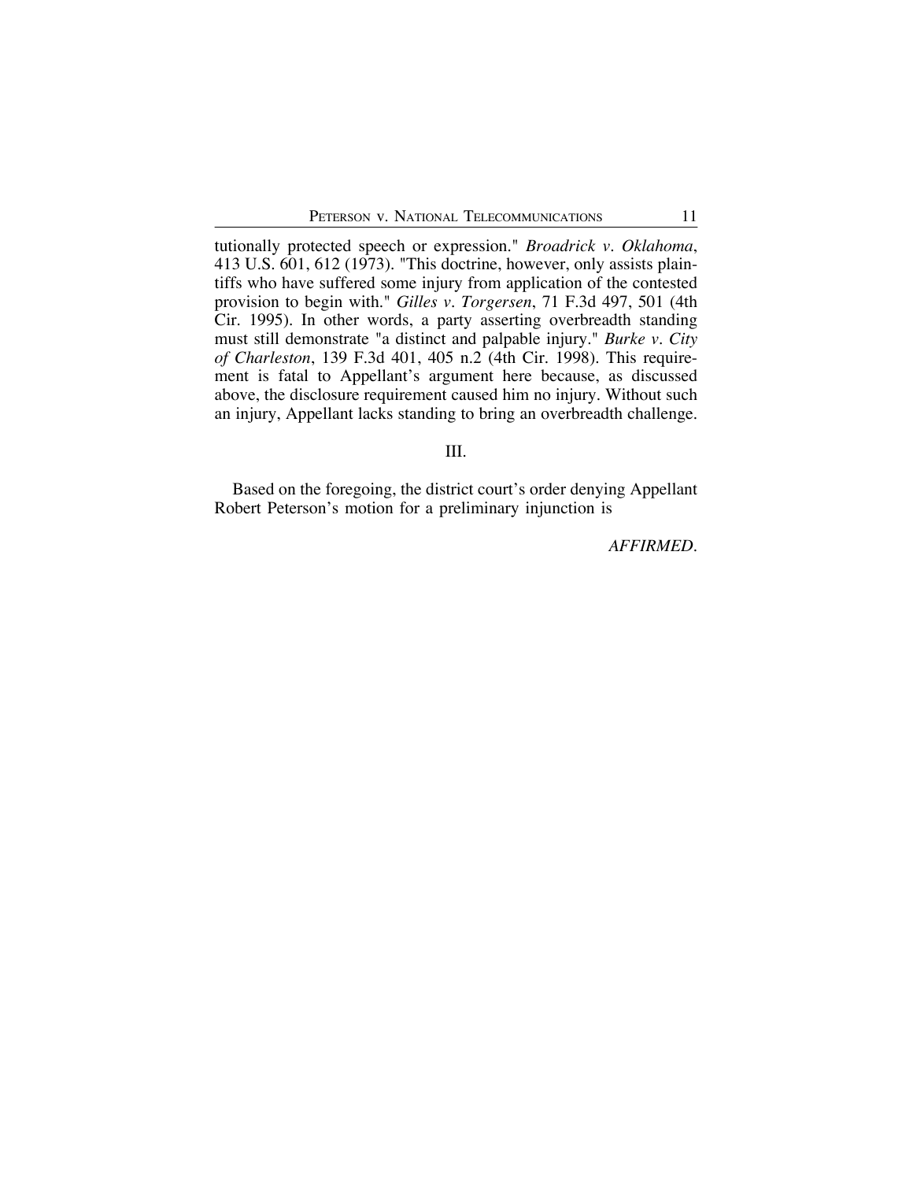tutionally protected speech or expression." *Broadrick v. Oklahoma*, 413 U.S. 601, 612 (1973). "This doctrine, however, only assists plaintiffs who have suffered some injury from application of the contested provision to begin with." *Gilles v. Torgersen*, 71 F.3d 497, 501 (4th Cir. 1995). In other words, a party asserting overbreadth standing must still demonstrate "a distinct and palpable injury." *Burke v. City of Charleston*, 139 F.3d 401, 405 n.2 (4th Cir. 1998). This requirement is fatal to Appellant's argument here because, as discussed above, the disclosure requirement caused him no injury. Without such an injury, Appellant lacks standing to bring an overbreadth challenge.

## III.

Based on the foregoing, the district court's order denying Appellant Robert Peterson's motion for a preliminary injunction is

*AFFIRMED*.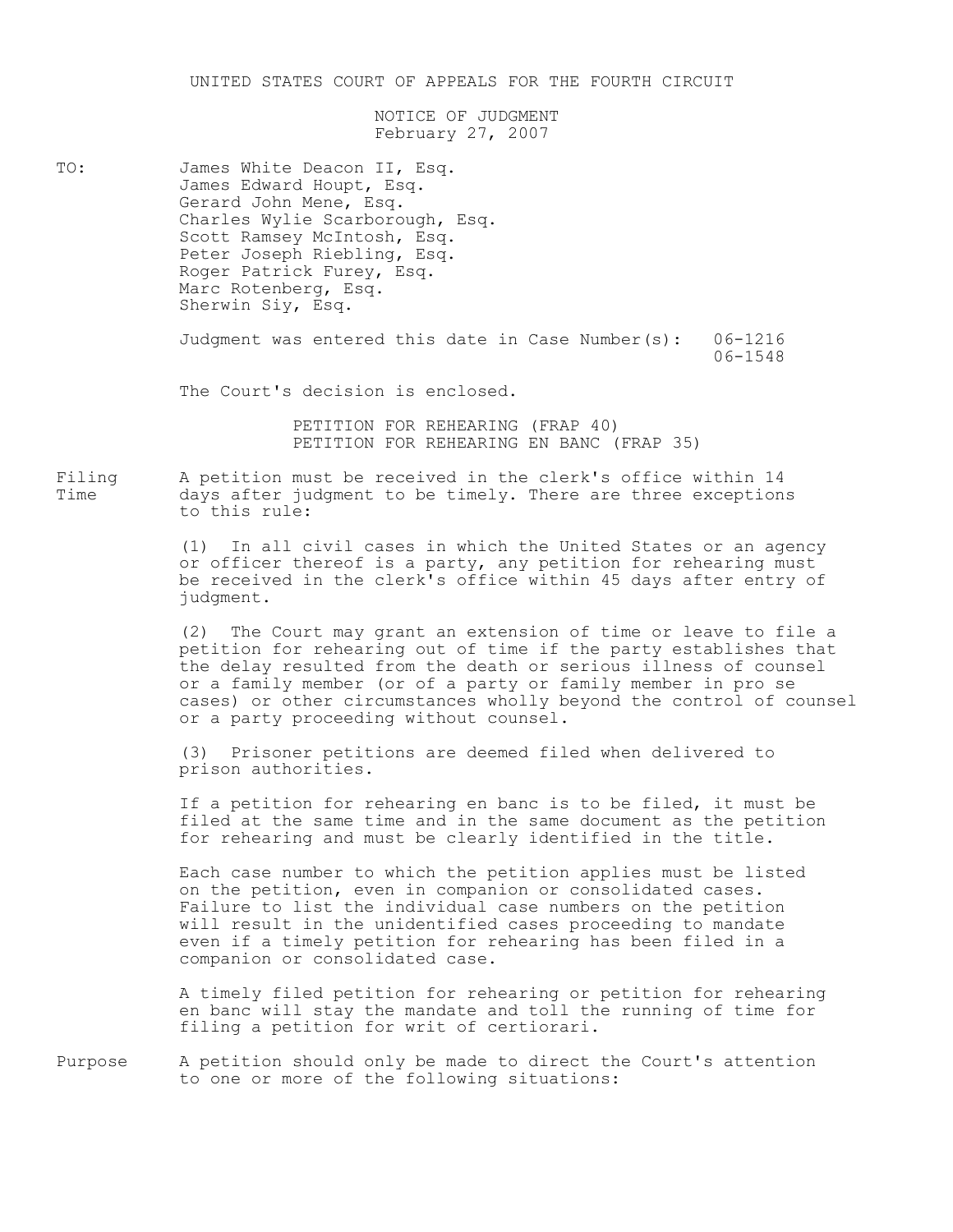UNITED STATES COURT OF APPEALS FOR THE FOURTH CIRCUIT

NOTICE OF JUDGMENT
February 27, 2007

TO: James White Deacon II, Esq.
James Edward Houpt, Esq.
Gerard John Mene, Esq.
Charles Wylie Scarborough, Esq.
Scott Ramsey McIntosh, Esq.
Peter Joseph Riebling, Esq.
Roger Patrick Furey, Esq.
Marc Rotenberg, Esq.
Sherwin Siy, Esq.

Judgment was entered this date in Case Number(s): 06-1216
06-1548

The Court's decision is enclosed.

PETITION FOR REHEARING (FRAP 40)
PETITION FOR REHEARING EN BANC (FRAP 35)

**Filing Time** A petition must be received in the clerk's office within 14 days after judgment to be timely. There are three exceptions to this rule:

(1) In all civil cases in which the United States or an agency or officer thereof is a party, any petition for rehearing must be received in the clerk's office within 45 days after entry of judgment.

(2) The Court may grant an extension of time or leave to file a petition for rehearing out of time if the party establishes that the delay resulted from the death or serious illness of counsel or a family member (or of a party or family member in pro se cases) or other circumstances wholly beyond the control of counsel or a party proceeding without counsel.

(3) Prisoner petitions are deemed filed when delivered to prison authorities.

If a petition for rehearing en banc is to be filed, it must be filed at the same time and in the same document as the petition for rehearing and must be clearly identified in the title.

Each case number to which the petition applies must be listed on the petition, even in companion or consolidated cases. Failure to list the individual case numbers on the petition will result in the unidentified cases proceeding to mandate even if a timely petition for rehearing has been filed in a companion or consolidated case.

A timely filed petition for rehearing or petition for rehearing en banc will stay the mandate and toll the running of time for filing a petition for writ of certiorari.

**Purpose** A petition should only be made to direct the Court's attention to one or more of the following situations: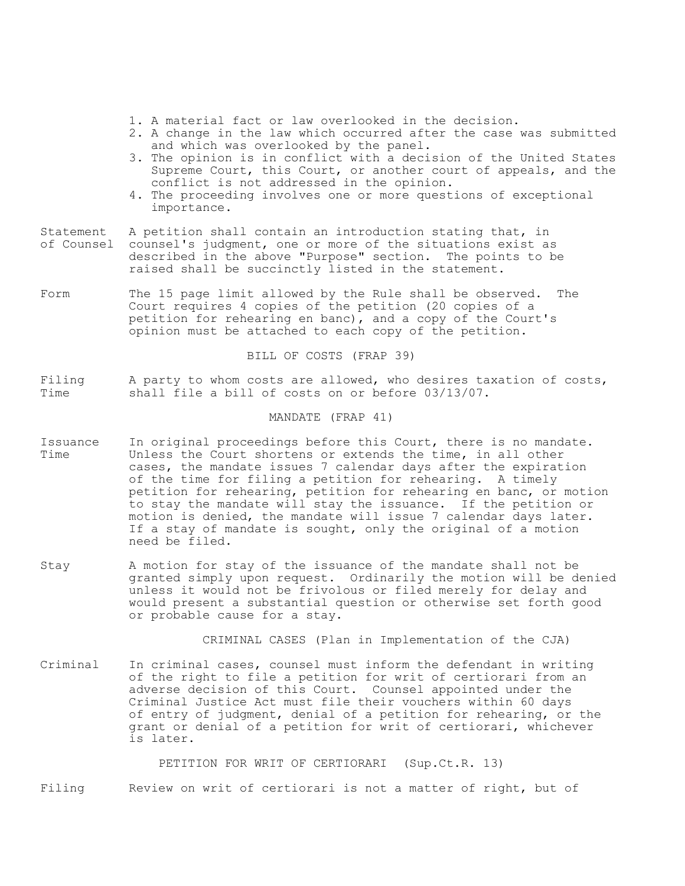1. A material fact or law overlooked in the decision.
2. A change in the law which occurred after the case was submitted and which was overlooked by the panel.
3. The opinion is in conflict with a decision of the United States Supreme Court, this Court, or another court of appeals, and the conflict is not addressed in the opinion.
4. The proceeding involves one or more questions of exceptional importance.

**Statement of Counsel** A petition shall contain an introduction stating that, in counsel's judgment, one or more of the situations exist as described in the above "Purpose" section. The points to be raised shall be succinctly listed in the statement.

**Form** The 15 page limit allowed by the Rule shall be observed. The Court requires 4 copies of the petition (20 copies of a petition for rehearing en banc), and a copy of the Court's opinion must be attached to each copy of the petition.

## BILL OF COSTS (FRAP 39)

**Filing Time** A party to whom costs are allowed, who desires taxation of costs, shall file a bill of costs on or before 03/13/07.

## MANDATE (FRAP 41)

**Issuance Time** In original proceedings before this Court, there is no mandate. Unless the Court shortens or extends the time, in all other cases, the mandate issues 7 calendar days after the expiration of the time for filing a petition for rehearing. A timely petition for rehearing, petition for rehearing en banc, or motion to stay the mandate will stay the issuance. If the petition or motion is denied, the mandate will issue 7 calendar days later. If a stay of mandate is sought, only the original of a motion need be filed.

**Stay** A motion for stay of the issuance of the mandate shall not be granted simply upon request. Ordinarily the motion will be denied unless it would not be frivolous or filed merely for delay and would present a substantial question or otherwise set forth good or probable cause for a stay.

## CRIMINAL CASES (Plan in Implementation of the CJA)

**Criminal** In criminal cases, counsel must inform the defendant in writing of the right to file a petition for writ of certiorari from an adverse decision of this Court. Counsel appointed under the Criminal Justice Act must file their vouchers within 60 days of entry of judgment, denial of a petition for rehearing, or the grant or denial of a petition for writ of certiorari, whichever is later.

## PETITION FOR WRIT OF CERTIORARI (Sup.Ct.R. 13)

**Filing** Review on writ of certiorari is not a matter of right, but of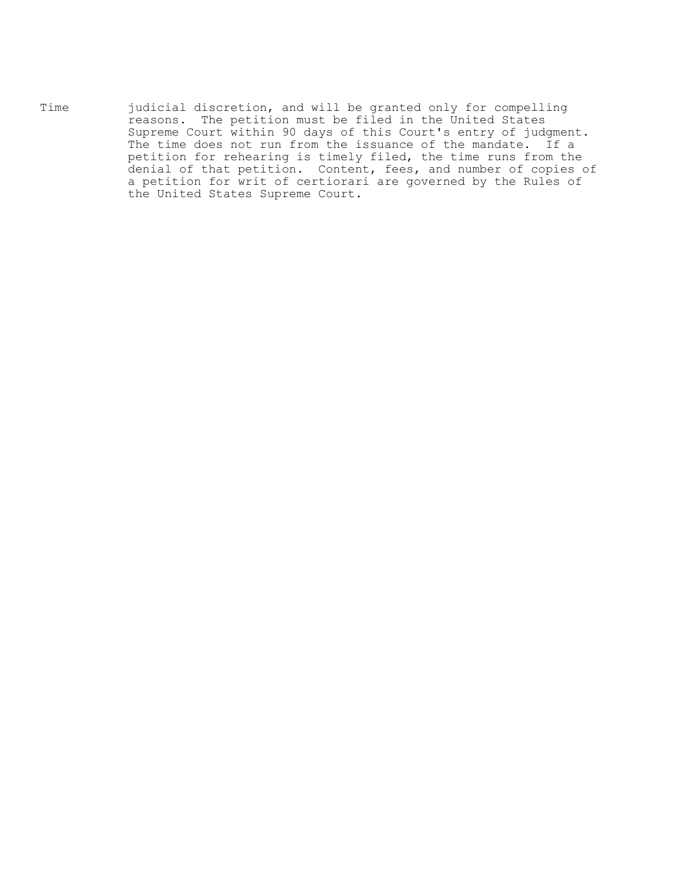Time judicial discretion, and will be granted only for compelling reasons. The petition must be filed in the United States Supreme Court within 90 days of this Court's entry of judgment. The time does not run from the issuance of the mandate. If a petition for rehearing is timely filed, the time runs from the denial of that petition. Content, fees, and number of copies of a petition for writ of certiorari are governed by the Rules of the United States Supreme Court.